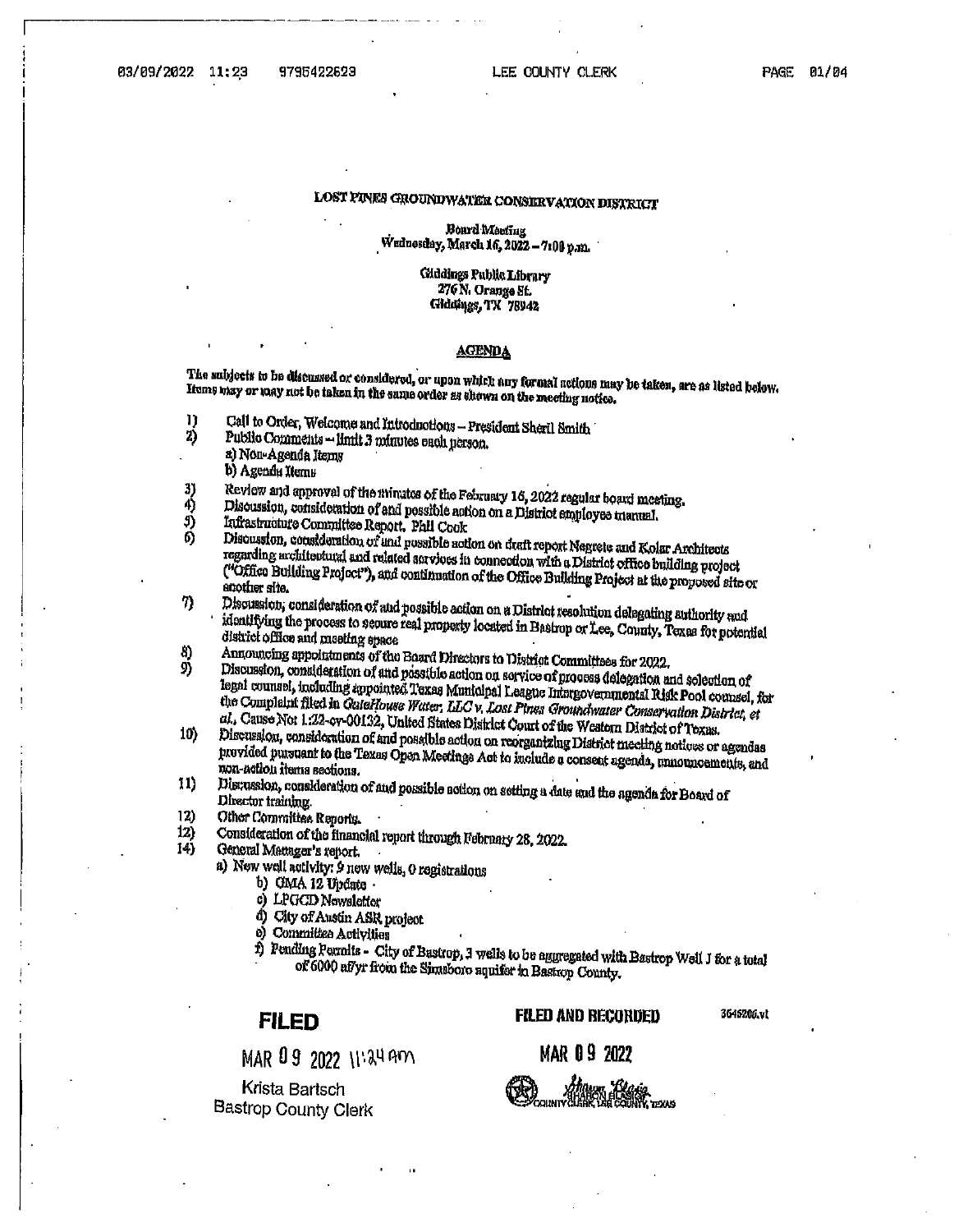# LOST PINES GROUNDWATER CONSERVATION DISTRICT

Board Meeting
Wednesday, March 16, 2022 – 7:00 p.m.

Giddings Public Library
276 N. Orange St.
Giddings, TX 78942

## AGENDA

The subjects to be discussed or considered, or upon which any formal actions may be taken, are as listed below. Items may or may not be taken in the same order as shown on the meeting notice.

1) Call to Order, Welcome and Introductions – President Sheril Smith
2) Public Comments – limit 3 minutes each person.
   a) Non-Agenda Items
   b) Agenda Items
3) Review and approval of the minutes of the February 16, 2022 regular board meeting.
4) Discussion, consideration of and possible action on a District employee manual.
5) Infrastructure Committee Report. Phil Cook
6) Discussion, consideration of and possible action on draft report Negrete and Kolar Architects regarding architectural and related services in connection with a District office building project ("Office Building Project"), and continuation of the Office Building Project at the proposed site or another site.
7) Discussion, consideration of and possible action on a District resolution delegating authority and identifying the process to secure real property located in Bastrop or Lee, County, Texas for potential district office and meeting space
8) Announcing appointments of the Board Directors to District Committees for 2022.
9) Discussion, consideration of and possible action on service of process delegation and selection of legal counsel, including appointed Texas Municipal League Intergovernmental Risk Pool counsel, for the Complaint filed in *GateHouse Water, LLC v. Lost Pines Groundwater Conservation District, et al.*, Cause No: 1:22-cv-00132, United States District Court of the Western District of Texas.
10) Discussion, consideration of and possible action on reorganizing District meeting notices or agendas provided pursuant to the Texas Open Meetings Act to include a consent agenda, announcements, and non-action items sections.
11) Discussion, consideration of and possible action on setting a date and the agenda for Board of Director training.
12) Other Committee Reports.
13) Consideration of the financial report through February 28, 2022.
14) General Manager's report.
    a) New well activity: 9 new wells, 0 registrations
    b) GMA 12 Update
    c) LPGCD Newsletter
    d) City of Austin ASR project
    e) Committee Activities
    f) Pending Permits - City of Bastrop, 3 wells to be aggregated with Bastrop Well J for a total of 6000 af/yr from the Simsboro aquifer in Bastrop County.

**FILED**
MAR 09 2022 11:34 am
Krista Bartsch
Bastrop County Clerk

**FILED AND RECORDED**
MAR 09 2022
Sharon Blasig
COUNTY CLERK, LEE COUNTY, TEXAS

3645205.v1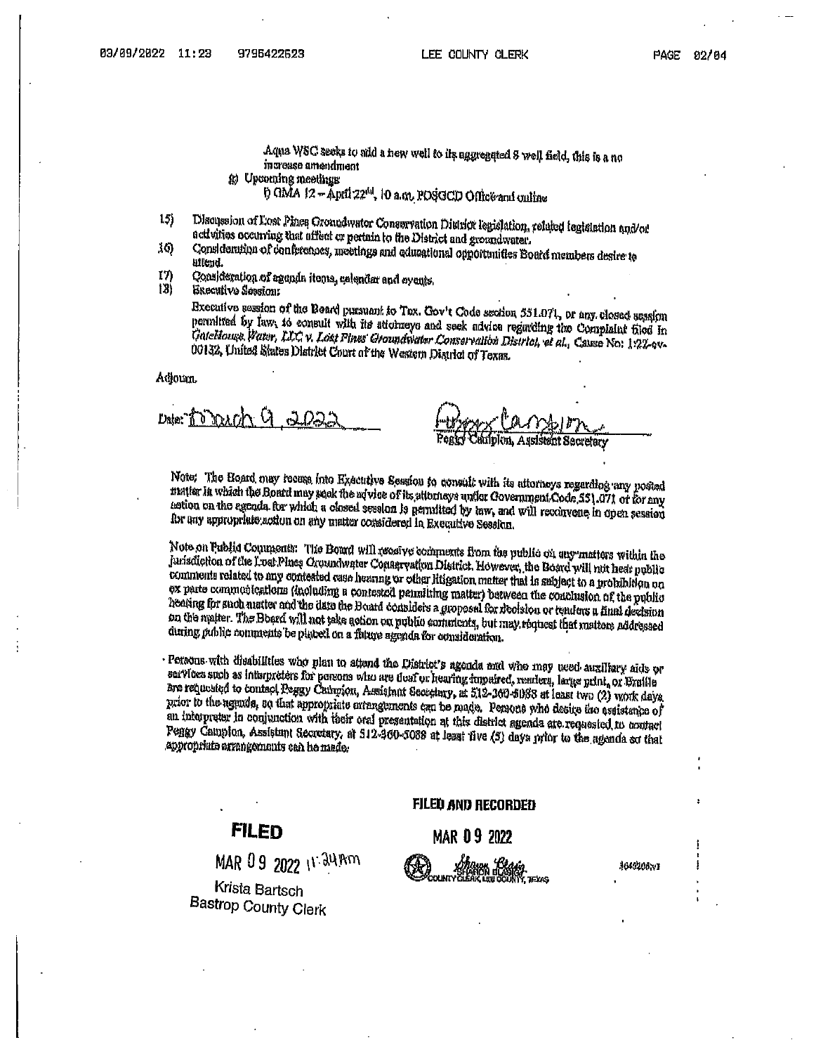Aqua WSC seeks to add a new well to its aggregated 8 well field, this is a no increase amendment

g) Upcoming meetings:

i) GMA 12 – April 22nd, 10 a.m. POSGCD Office and online

15) Discussion of Lost Pines Groundwater Conservation District legislation, related legislation and/or activities occurring that affect or pertain to the District and groundwater.

16) Consideration of conferences, meetings and educational opportunities Board members desire to attend.

17) Consideration of agenda items, calendar and events.

18) Executive Session:

Executive session of the Board pursuant to Tex. Gov't Code section 551.071, or any closed session permitted by law, to consult with its attorneys and seek advice regarding the Complaint filed in *GateHouse Water, LLC v. Lost Pines Groundwater Conservation District, et al.*, Cause No: 1:22-cv-00132, United States District Court of the Western District of Texas.

Adjourn.

Date: March 9, 2022

Peggy Campion, Assistant Secretary

Note: The Board may recess into Executive Session to consult with its attorneys regarding any posted matter in which the Board may seek the advice of its attorneys under Government Code 551.071 or for any action on the agenda for which a closed session is permitted by law, and will reconvene in open session for any appropriate action on any matter considered in Executive Session.

Note on Public Comments: The Board will receive comments from the public on any matters within the jurisdiction of the Lost Pines Groundwater Conservation District. However, the Board will not hear public comments related to any contested case hearing or other litigation matter that is subject to a prohibition on ex parte communications (including a contested permitting matter) between the conclusion of the public hearing for such matter and the date the Board considers a proposal for decision or tenders a final decision on the matter. The Board will not take action on public comments, but may request that matters addressed during public comments be placed on a future agenda for consideration.

Persons with disabilities who plan to attend the District's agenda and who may need auxiliary aids or services such as interpreters for persons who are deaf or hearing impaired, readers, large print, or Braille are requested to contact Peggy Campion, Assistant Secretary, at 512-360-5088 at least two (2) work days prior to the agenda, so that appropriate arrangements can be made. Persons who desire the assistance of an interpreter in conjunction with their oral presentation at this district agenda are requested to contact Peggy Campion, Assistant Secretary, at 512-360-5088 at least five (5) days prior to the agenda so that appropriate arrangements can be made.

**FILED**

MAR 09 2022 11:34AM

Krista Bartsch
Bastrop County Clerk

**FILED AND RECORDED**

MAR 09 2022

Sharon Blasig
COUNTY CLERK, LEE COUNTY, TEXAS

4048208v1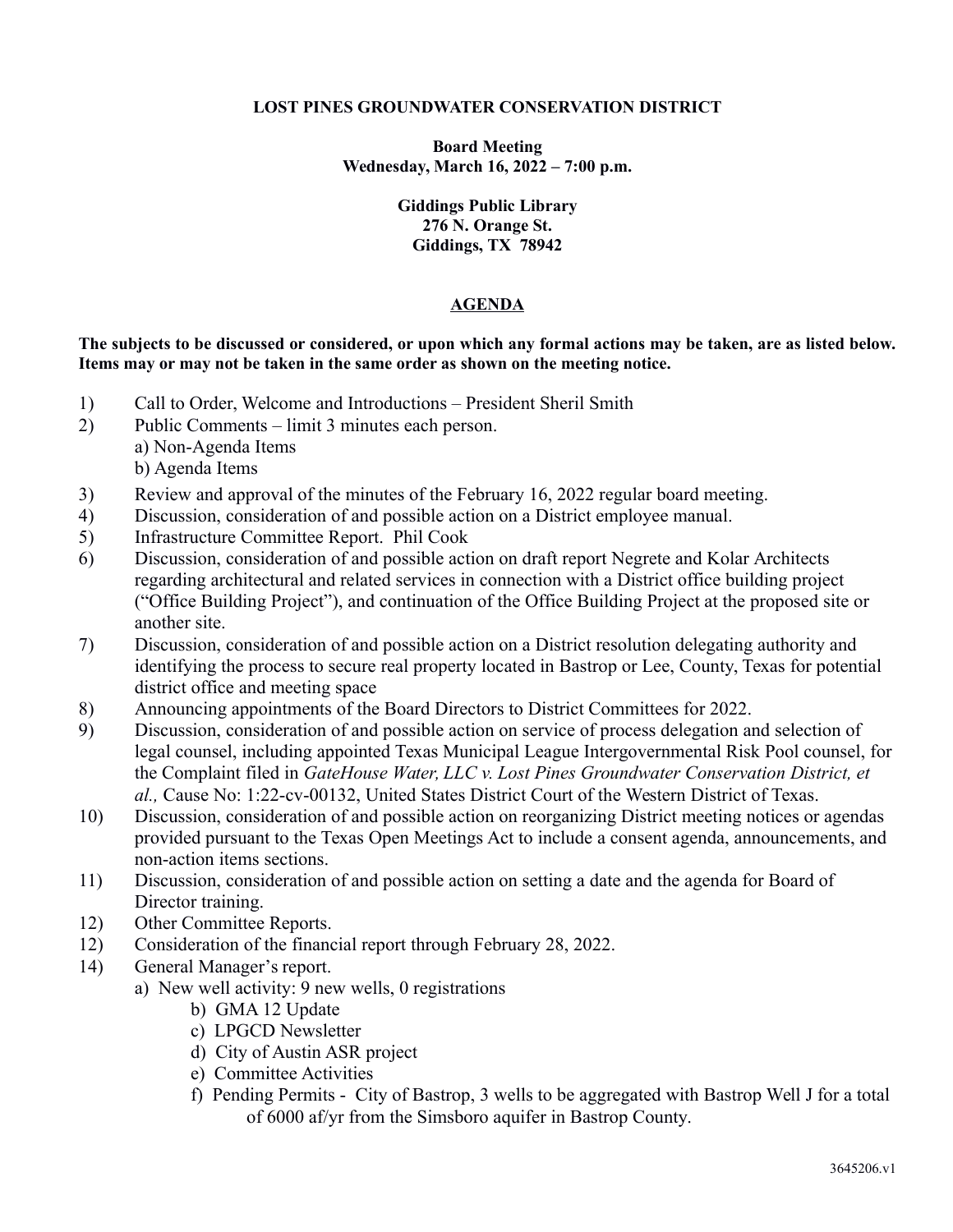**LOST PINES GROUNDWATER CONSERVATION DISTRICT**

**Board Meeting**
**Wednesday, March 16, 2022 – 7:00 p.m.**

**Giddings Public Library**
**276 N. Orange St.**
**Giddings, TX 78942**

## AGENDA

**The subjects to be discussed or considered, or upon which any formal actions may be taken, are as listed below. Items may or may not be taken in the same order as shown on the meeting notice.**

1) Call to Order, Welcome and Introductions – President Sheril Smith
2) Public Comments – limit 3 minutes each person.
   a) Non-Agenda Items
   b) Agenda Items
3) Review and approval of the minutes of the February 16, 2022 regular board meeting.
4) Discussion, consideration of and possible action on a District employee manual.
5) Infrastructure Committee Report. Phil Cook
6) Discussion, consideration of and possible action on draft report Negrete and Kolar Architects regarding architectural and related services in connection with a District office building project ("Office Building Project"), and continuation of the Office Building Project at the proposed site or another site.
7) Discussion, consideration of and possible action on a District resolution delegating authority and identifying the process to secure real property located in Bastrop or Lee, County, Texas for potential district office and meeting space
8) Announcing appointments of the Board Directors to District Committees for 2022.
9) Discussion, consideration of and possible action on service of process delegation and selection of legal counsel, including appointed Texas Municipal League Intergovernmental Risk Pool counsel, for the Complaint filed in *GateHouse Water, LLC v. Lost Pines Groundwater Conservation District, et al.,* Cause No: 1:22-cv-00132, United States District Court of the Western District of Texas.
10) Discussion, consideration of and possible action on reorganizing District meeting notices or agendas provided pursuant to the Texas Open Meetings Act to include a consent agenda, announcements, and non-action items sections.
11) Discussion, consideration of and possible action on setting a date and the agenda for Board of Director training.
12) Other Committee Reports.
12) Consideration of the financial report through February 28, 2022.
14) General Manager's report.
   a) New well activity: 9 new wells, 0 registrations
   b) GMA 12 Update
   c) LPGCD Newsletter
   d) City of Austin ASR project
   e) Committee Activities
   f) Pending Permits - City of Bastrop, 3 wells to be aggregated with Bastrop Well J for a total of 6000 af/yr from the Simsboro aquifer in Bastrop County.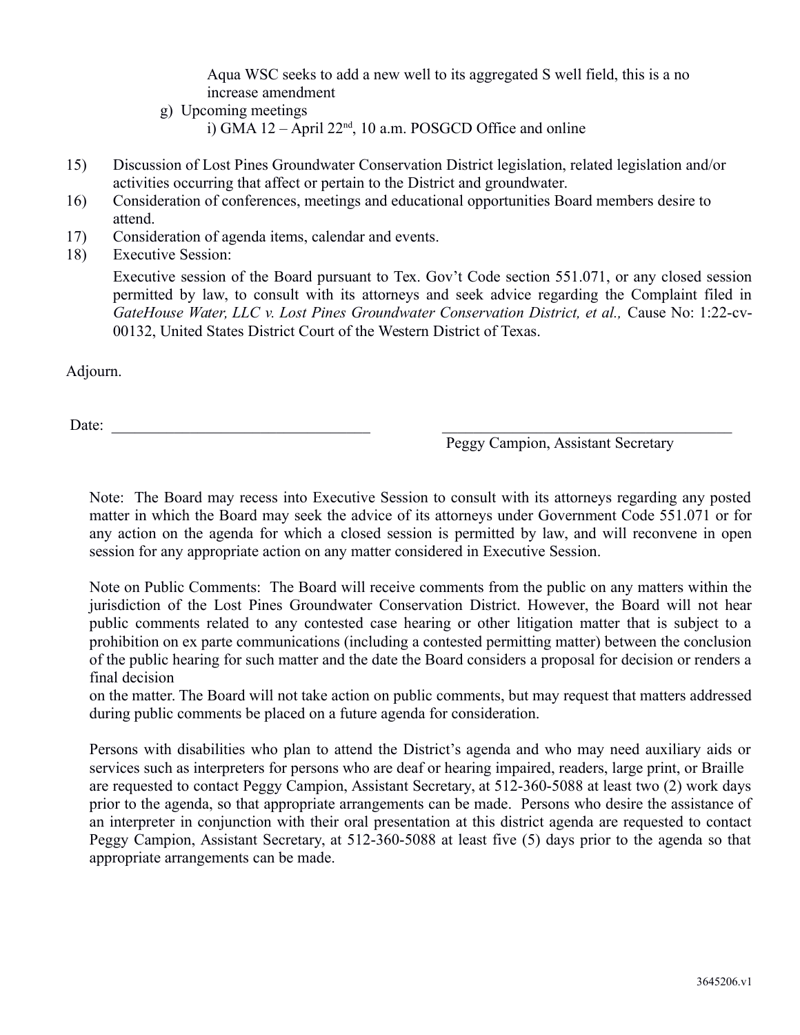Aqua WSC seeks to add a new well to its aggregated S well field, this is a no increase amendment

g) Upcoming meetings

i) GMA 12 – April 22nd, 10 a.m. POSGCD Office and online

15) Discussion of Lost Pines Groundwater Conservation District legislation, related legislation and/or activities occurring that affect or pertain to the District and groundwater.

16) Consideration of conferences, meetings and educational opportunities Board members desire to attend.

17) Consideration of agenda items, calendar and events.

18) Executive Session:

Executive session of the Board pursuant to Tex. Gov't Code section 551.071, or any closed session permitted by law, to consult with its attorneys and seek advice regarding the Complaint filed in *GateHouse Water, LLC v. Lost Pines Groundwater Conservation District, et al.,* Cause No: 1:22-cv-00132, United States District Court of the Western District of Texas.

Adjourn.

Date: ________________________________ ________________________________

Peggy Campion, Assistant Secretary

Note: The Board may recess into Executive Session to consult with its attorneys regarding any posted matter in which the Board may seek the advice of its attorneys under Government Code 551.071 or for any action on the agenda for which a closed session is permitted by law, and will reconvene in open session for any appropriate action on any matter considered in Executive Session.

Note on Public Comments: The Board will receive comments from the public on any matters within the jurisdiction of the Lost Pines Groundwater Conservation District. However, the Board will not hear public comments related to any contested case hearing or other litigation matter that is subject to a prohibition on ex parte communications (including a contested permitting matter) between the conclusion of the public hearing for such matter and the date the Board considers a proposal for decision or renders a final decision
on the matter. The Board will not take action on public comments, but may request that matters addressed during public comments be placed on a future agenda for consideration.

Persons with disabilities who plan to attend the District's agenda and who may need auxiliary aids or services such as interpreters for persons who are deaf or hearing impaired, readers, large print, or Braille are requested to contact Peggy Campion, Assistant Secretary, at 512-360-5088 at least two (2) work days prior to the agenda, so that appropriate arrangements can be made. Persons who desire the assistance of an interpreter in conjunction with their oral presentation at this district agenda are requested to contact Peggy Campion, Assistant Secretary, at 512-360-5088 at least five (5) days prior to the agenda so that appropriate arrangements can be made.

3645206.v1